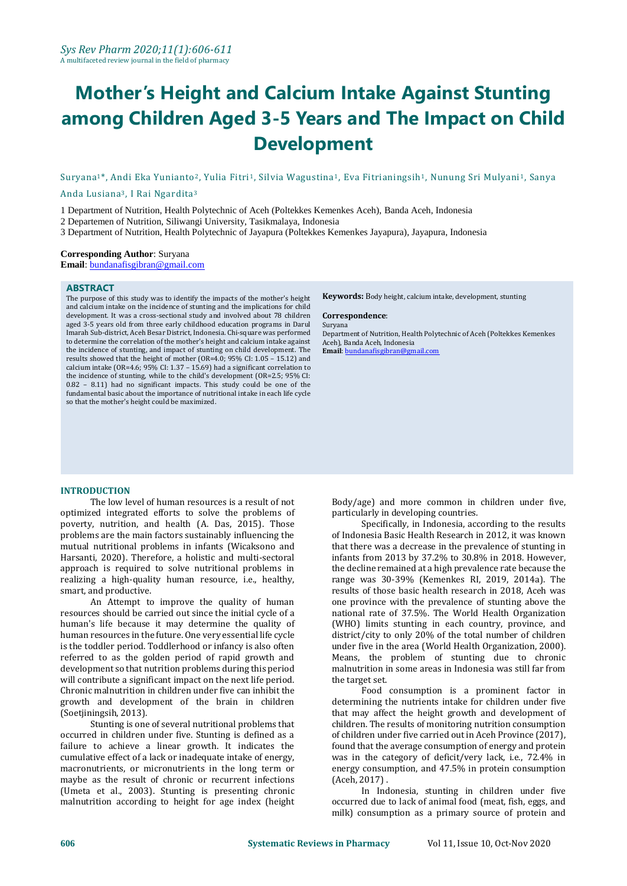# Mother's Height and Calcium Intake Against Stunting among Children Aged 3-5 Years and The Impact on Child Development

Suryana[1]*, Andi Eka Yunianto[2], Yulia Fitri[1], Silvia Wagustina[1], Eva Fitrianingsih[1], Nunung Sri Mulyani[1], Sanya Anda Lusiana[3], I Rai Ngardita[3]

1 Department of Nutrition, Health Polytechnic of Aceh (Poltekkes Kemenkes Aceh), Banda Aceh, Indonesia
2 Departemen of Nutrition, Siliwangi University, Tasikmalaya, Indonesia
3 Department of Nutrition, Health Polytechnic of Jayapura (Poltekkes Kemenkes Jayapura), Jayapura, Indonesia

**Corresponding Author**: Suryana
**Email**: bundanafisgibran@gmail.com

## ABSTRACT

The purpose of this study was to identify the impacts of the mother's height and calcium intake on the incidence of stunting and the implications for child development. It was a cross-sectional study and involved about 78 children aged 3-5 years old from three early childhood education programs in Darul Imarah Sub-district, Aceh Besar District, Indonesia. Chi-square was performed to determine the correlation of the mother's height and calcium intake against the incidence of stunting, and impact of stunting on child development. The results showed that the height of mother (OR=4.0; 95% CI: 1.05 – 15.12) and calcium intake (OR=4.6; 95% CI: 1.37 – 15.69) had a significant correlation to the incidence of stunting, while to the child's development (OR=2.5; 95% CI: 0.82 – 8.11) had no significant impacts. This study could be one of the fundamental basic about the importance of nutritional intake in each life cycle so that the mother's height could be maximized.

**Keywords:** Body height, calcium intake, development, stunting

**Correspondence**:
Suryana
Department of Nutrition, Health Polytechnic of Aceh (Poltekkes Kemenkes Aceh), Banda Aceh, Indonesia
**Email**: bundanafisgibran@gmail.com

## INTRODUCTION

The low level of human resources is a result of not optimized integrated efforts to solve the problems of poverty, nutrition, and health (A. Das, 2015). Those problems are the main factors sustainably influencing the mutual nutritional problems in infants (Wicaksono and Harsanti, 2020). Therefore, a holistic and multi-sectoral approach is required to solve nutritional problems in realizing a high-quality human resource, i.e., healthy, smart, and productive.

An Attempt to improve the quality of human resources should be carried out since the initial cycle of a human's life because it may determine the quality of human resources in the future. One very essential life cycle is the toddler period. Toddlerhood or infancy is also often referred to as the golden period of rapid growth and development so that nutrition problems during this period will contribute a significant impact on the next life period. Chronic malnutrition in children under five can inhibit the growth and development of the brain in children (Soetjiningsih, 2013).

Stunting is one of several nutritional problems that occurred in children under five. Stunting is defined as a failure to achieve a linear growth. It indicates the cumulative effect of a lack or inadequate intake of energy, macronutrients, or micronutrients in the long term or maybe as the result of chronic or recurrent infections (Umeta et al., 2003). Stunting is presenting chronic malnutrition according to height for age index (height Body/age) and more common in children under five, particularly in developing countries.

Specifically, in Indonesia, according to the results of Indonesia Basic Health Research in 2012, it was known that there was a decrease in the prevalence of stunting in infants from 2013 by 37.2% to 30.8% in 2018. However, the decline remained at a high prevalence rate because the range was 30-39% (Kemenkes RI, 2019, 2014a). The results of those basic health research in 2018, Aceh was one province with the prevalence of stunting above the national rate of 37.5%. The World Health Organization (WHO) limits stunting in each country, province, and district/city to only 20% of the total number of children under five in the area (World Health Organization, 2000). Means, the problem of stunting due to chronic malnutrition in some areas in Indonesia was still far from the target set.

Food consumption is a prominent factor in determining the nutrients intake for children under five that may affect the height growth and development of children. The results of monitoring nutrition consumption of children under five carried out in Aceh Province (2017), found that the average consumption of energy and protein was in the category of deficit/very lack, i.e., 72.4% in energy consumption, and 47.5% in protein consumption (Aceh, 2017) .

In Indonesia, stunting in children under five occurred due to lack of animal food (meat, fish, eggs, and milk) consumption as a primary source of protein and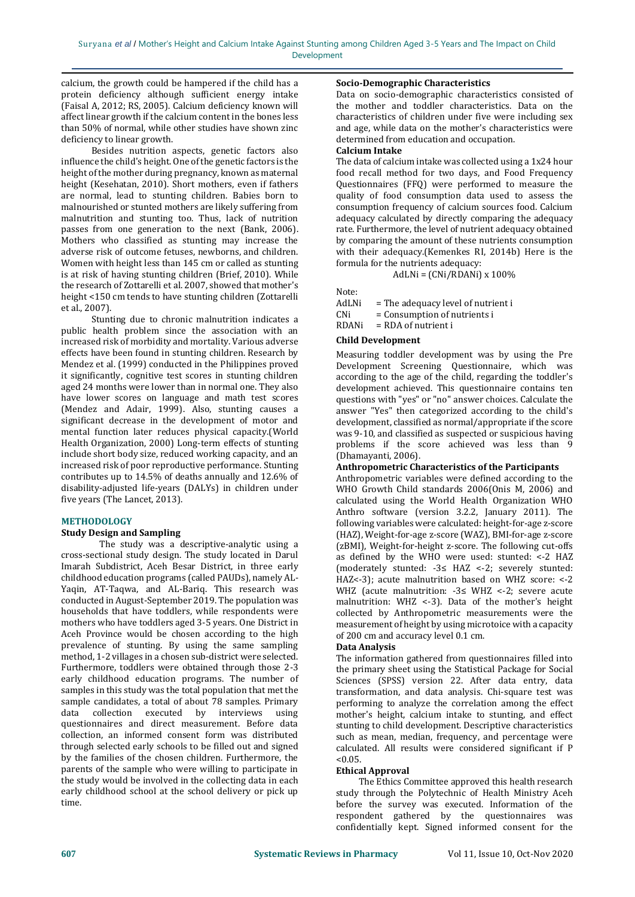calcium, the growth could be hampered if the child has a protein deficiency although sufficient energy intake (Faisal A, 2012; RS, 2005). Calcium deficiency known will affect linear growth if the calcium content in the bones less than 50% of normal, while other studies have shown zinc deficiency to linear growth.

Besides nutrition aspects, genetic factors also influence the child's height. One of the genetic factors is the height of the mother during pregnancy, known as maternal height (Kesehatan, 2010). Short mothers, even if fathers are normal, lead to stunting children. Babies born to malnourished or stunted mothers are likely suffering from malnutrition and stunting too. Thus, lack of nutrition passes from one generation to the next (Bank, 2006). Mothers who classified as stunting may increase the adverse risk of outcome fetuses, newborns, and children. Women with height less than 145 cm or called as stunting is at risk of having stunting children (Brief, 2010). While the research of Zottarelli et al. 2007, showed that mother's height <150 cm tends to have stunting children (Zottarelli et al., 2007).

Stunting due to chronic malnutrition indicates a public health problem since the association with an increased risk of morbidity and mortality. Various adverse effects have been found in stunting children. Research by Mendez et al. (1999) conducted in the Philippines proved it significantly, cognitive test scores in stunting children aged 24 months were lower than in normal one. They also have lower scores on language and math test scores (Mendez and Adair, 1999). Also, stunting causes a significant decrease in the development of motor and mental function later reduces physical capacity.(World Health Organization, 2000) Long-term effects of stunting include short body size, reduced working capacity, and an increased risk of poor reproductive performance. Stunting contributes up to 14.5% of deaths annually and 12.6% of disability-adjusted life-years (DALYs) in children under five years (The Lancet, 2013).

## METHODOLOGY

### Study Design and Sampling

The study was a descriptive-analytic using a cross-sectional study design. The study located in Darul Imarah Subdistrict, Aceh Besar District, in three early childhood education programs (called PAUDs), namely AL-Yaqin, AT-Taqwa, and AL-Bariq. This research was conducted in August-September 2019. The population was households that have toddlers, while respondents were mothers who have toddlers aged 3-5 years. One District in Aceh Province would be chosen according to the high prevalence of stunting. By using the same sampling method, 1-2 villages in a chosen sub-district were selected. Furthermore, toddlers were obtained through those 2-3 early childhood education programs. The number of samples in this study was the total population that met the sample candidates, a total of about 78 samples. Primary data collection executed by interviews using questionnaires and direct measurement. Before data collection, an informed consent form was distributed through selected early schools to be filled out and signed by the families of the chosen children. Furthermore, the parents of the sample who were willing to participate in the study would be involved in the collecting data in each early childhood school at the school delivery or pick up time.

### Socio-Demographic Characteristics

Data on socio-demographic characteristics consisted of the mother and toddler characteristics. Data on the characteristics of children under five were including sex and age, while data on the mother's characteristics were determined from education and occupation.

### Calcium Intake

The data of calcium intake was collected using a 1x24 hour food recall method for two days, and Food Frequency Questionnaires (FFQ) were performed to measure the quality of food consumption data used to assess the consumption frequency of calcium sources food. Calcium adequacy calculated by directly comparing the adequacy rate. Furthermore, the level of nutrient adequacy obtained by comparing the amount of these nutrients consumption with their adequacy.(Kemenkes RI, 2014b) Here is the formula for the nutrients adequacy:

$$AdLNi = (CNi/RDANi) \times 100\%$$

Note:

AdLNi = The adequacy level of nutrient i
CNi = Consumption of nutrients i
RDANi = RDA of nutrient i

### Child Development

Measuring toddler development was by using the Pre Development Screening Questionnaire, which was according to the age of the child, regarding the toddler's development achieved. This questionnaire contains ten questions with "yes" or "no" answer choices. Calculate the answer "Yes" then categorized according to the child's development, classified as normal/appropriate if the score was 9-10, and classified as suspected or suspicious having problems if the score achieved was less than 9 (Dhamayanti, 2006).

### Anthropometric Characteristics of the Participants

Anthropometric variables were defined according to the WHO Growth Child standards 2006(Onis M, 2006) and calculated using the World Health Organization WHO Anthro software (version 3.2.2, January 2011). The following variables were calculated: height-for-age z-score (HAZ), Weight-for-age z-score (WAZ), BMI-for-age z-score (zBMI), Weight-for-height z-score. The following cut-offs as defined by the WHO were used: stunted: <-2 HAZ (moderately stunted: -3≤ HAZ <-2; severely stunted: HAZ<-3); acute malnutrition based on WHZ score: <-2 WHZ (acute malnutrition: -3≤ WHZ <-2; severe acute malnutrition: WHZ <-3). Data of the mother's height collected by Anthropometric measurements were the measurement of height by using microtoice with a capacity of 200 cm and accuracy level 0.1 cm.

### Data Analysis

The information gathered from questionnaires filled into the primary sheet using the Statistical Package for Social Sciences (SPSS) version 22. After data entry, data transformation, and data analysis. Chi-square test was performing to analyze the correlation among the effect mother's height, calcium intake to stunting, and effect stunting to child development. Descriptive characteristics such as mean, median, frequency, and percentage were calculated. All results were considered significant if P <0.05.

### Ethical Approval

The Ethics Committee approved this health research study through the Polytechnic of Health Ministry Aceh before the survey was executed. Information of the respondent gathered by the questionnaires was confidentially kept. Signed informed consent for the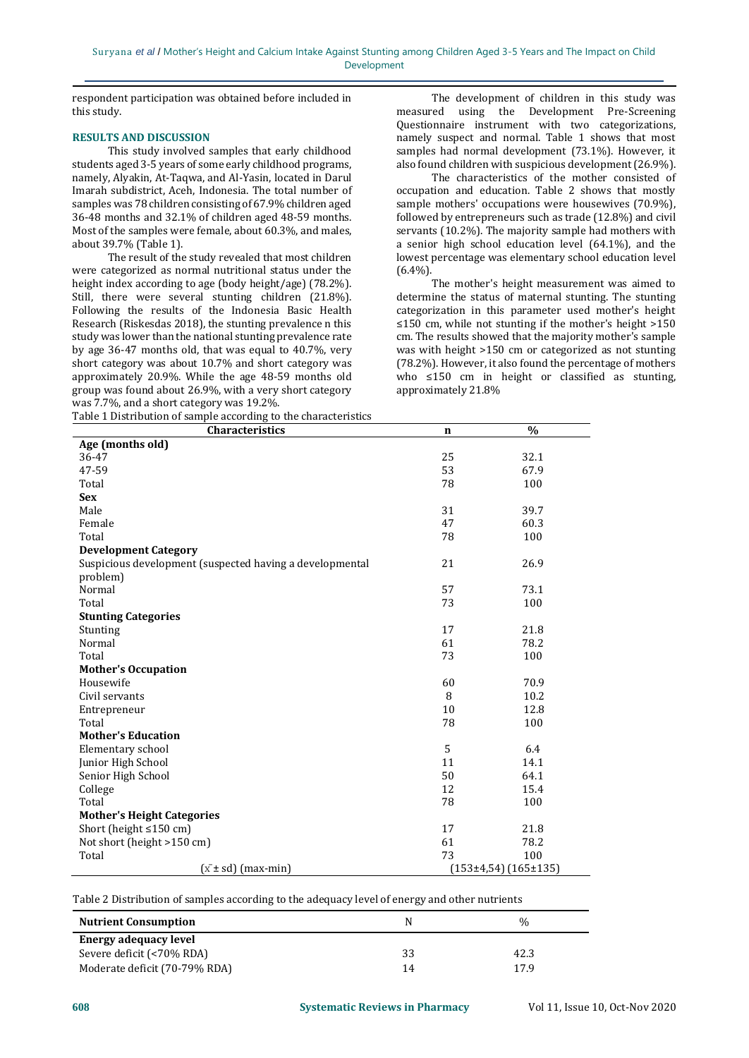respondent participation was obtained before included in this study.

## RESULTS AND DISCUSSION

This study involved samples that early childhood students aged 3-5 years of some early childhood programs, namely, Alyakin, At-Taqwa, and Al-Yasin, located in Darul Imarah subdistrict, Aceh, Indonesia. The total number of samples was 78 children consisting of 67.9% children aged 36-48 months and 32.1% of children aged 48-59 months. Most of the samples were female, about 60.3%, and males, about 39.7% (Table 1).

The result of the study revealed that most children were categorized as normal nutritional status under the height index according to age (body height/age) (78.2%). Still, there were several stunting children (21.8%). Following the results of the Indonesia Basic Health Research (Riskesdas 2018), the stunting prevalence n this study was lower than the national stunting prevalence rate by age 36-47 months old, that was equal to 40.7%, very short category was about 10.7% and short category was approximately 20.9%. While the age 48-59 months old group was found about 26.9%, with a very short category was 7.7%, and a short category was 19.2%.

The development of children in this study was measured using the Development Pre-Screening Questionnaire instrument with two categorizations, namely suspect and normal. Table 1 shows that most samples had normal development (73.1%). However, it also found children with suspicious development (26.9%).

The characteristics of the mother consisted of occupation and education. Table 2 shows that mostly sample mothers' occupations were housewives (70.9%), followed by entrepreneurs such as trade (12.8%) and civil servants (10.2%). The majority sample had mothers with a senior high school education level (64.1%), and the lowest percentage was elementary school education level (6.4%).

The mother's height measurement was aimed to determine the status of maternal stunting. The stunting categorization in this parameter used mother's height ≤150 cm, while not stunting if the mother's height >150 cm. The results showed that the majority mother's sample was with height >150 cm or categorized as not stunting (78.2%). However, it also found the percentage of mothers who ≤150 cm in height or classified as stunting, approximately 21.8%

Table 1 Distribution of sample according to the characteristics

| Characteristics | n | % |
|---|---|---|
| **Age (months old)** | | |
| 36-47 | 25 | 32.1 |
| 47-59 | 53 | 67.9 |
| Total | 78 | 100 |
| **Sex** | | |
| Male | 31 | 39.7 |
| Female | 47 | 60.3 |
| Total | 78 | 100 |
| **Development Category** | | |
| Suspicious development (suspected having a developmental problem) | 21 | 26.9 |
| Normal | 57 | 73.1 |
| Total | 73 | 100 |
| **Stunting Categories** | | |
| Stunting | 17 | 21.8 |
| Normal | 61 | 78.2 |
| Total | 73 | 100 |
| **Mother's Occupation** | | |
| Housewife | 60 | 70.9 |
| Civil servants | 8 | 10.2 |
| Entrepreneur | 10 | 12.8 |
| Total | 78 | 100 |
| **Mother's Education** | | |
| Elementary school | 5 | 6.4 |
| Junior High School | 11 | 14.1 |
| Senior High School | 50 | 64.1 |
| College | 12 | 15.4 |
| Total | 78 | 100 |
| **Mother's Height Categories** | | |
| Short (height ≤150 cm) | 17 | 21.8 |
| Not short (height >150 cm) | 61 | 78.2 |
| Total | 73 | 100 |
| ($\bar{x}$ ± sd) (max-min) | (153±4,54) (165±135) | |

Table 2 Distribution of samples according to the adequacy level of energy and other nutrients

| Nutrient Consumption | N | % |
|---|---|---|
| **Energy adequacy level** | | |
| Severe deficit (<70% RDA) | 33 | 42.3 |
| Moderate deficit (70-79% RDA) | 14 | 17.9 |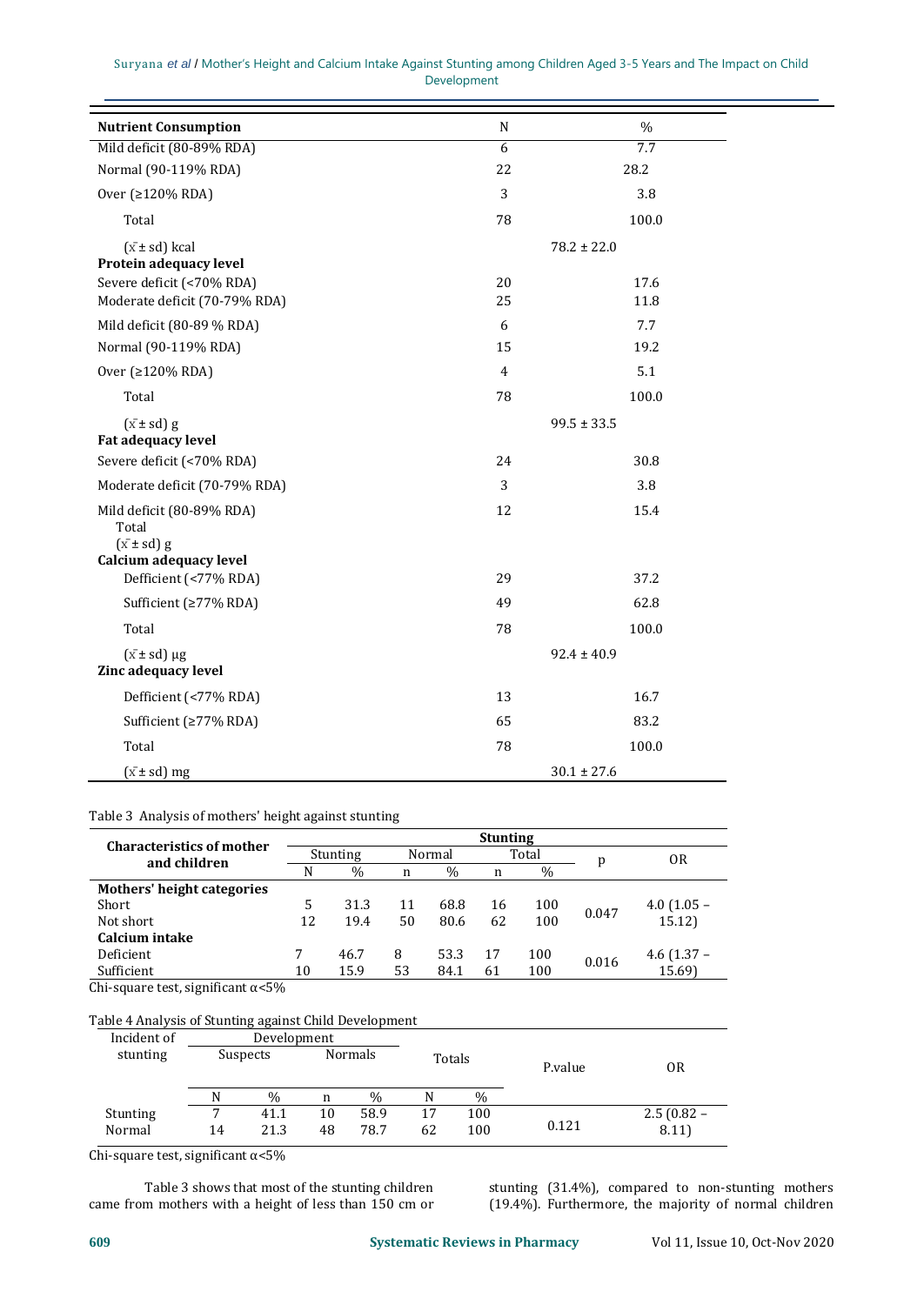| Nutrient Consumption | N | % |
|---|---|---|
| Mild deficit (80-89% RDA) | 6 | 7.7 |
| Normal (90-119% RDA) | 22 | 28.2 |
| Over (≥120% RDA) | 3 | 3.8 |
| Total | 78 | 100.0 |
| ($\bar{x}$ ± sd) kcal | 78.2 ± 22.0 | |
| **Protein adequacy level** | | |
| Severe deficit (<70% RDA) | 20 | 17.6 |
| Moderate deficit (70-79% RDA) | 25 | 11.8 |
| Mild deficit (80-89 % RDA) | 6 | 7.7 |
| Normal (90-119% RDA) | 15 | 19.2 |
| Over (≥120% RDA) | 4 | 5.1 |
| Total | 78 | 100.0 |
| ($\bar{x}$ ± sd) g | 99.5 ± 33.5 | |
| **Fat adequacy level** | | |
| Severe deficit (<70% RDA) | 24 | 30.8 |
| Moderate deficit (70-79% RDA) | 3 | 3.8 |
| Mild deficit (80-89% RDA) | 12 | 15.4 |
| Total | | |
| ($\bar{x}$ ± sd) g | | |
| **Calcium adequacy level** | | |
| Defficient (<77% RDA) | 29 | 37.2 |
| Sufficient (≥77% RDA) | 49 | 62.8 |
| Total | 78 | 100.0 |
| ($\bar{x}$ ± sd) µg | 92.4 ± 40.9 | |
| **Zinc adequacy level** | | |
| Defficient (<77% RDA) | 13 | 16.7 |
| Sufficient (≥77% RDA) | 65 | 83.2 |
| Total | 78 | 100.0 |
| ($\bar{x}$ ± sd) mg | 30.1 ± 27.6 | |

Table 3 Analysis of mothers' height against stunting

| Characteristics of mother and children | Stunting | | | | | | p | OR |
|---|---|---|---|---|---|---|---|---|
| | Stunting | | Normal | | Total | | | |
| | N | % | n | % | n | % | | |
| **Mothers' height categories** | | | | | | | | |
| Short | 5 | 31.3 | 11 | 68.8 | 16 | 100 | 0.047 | 4.0 (1.05 – 15.12) |
| Not short | 12 | 19.4 | 50 | 80.6 | 62 | 100 | | |
| **Calcium intake** | | | | | | | | |
| Deficient | 7 | 46.7 | 8 | 53.3 | 17 | 100 | 0.016 | 4.6 (1.37 – 15.69) |
| Sufficient | 10 | 15.9 | 53 | 84.1 | 61 | 100 | | |

Chi-square test, significant α<5%

Table 4 Analysis of Stunting against Child Development

| Incident of stunting | Development | | | | Totals | | P.value | OR |
|---|---|---|---|---|---|---|---|---|
| | Suspects | | Normals | | | | | |
| | N | % | n | % | N | % | | |
| Stunting | 7 | 41.1 | 10 | 58.9 | 17 | 100 | 0.121 | 2.5 (0.82 – 8.11) |
| Normal | 14 | 21.3 | 48 | 78.7 | 62 | 100 | | |

Chi-square test, significant α<5%

Table 3 shows that most of the stunting children came from mothers with a height of less than 150 cm or stunting (31.4%), compared to non-stunting mothers (19.4%). Furthermore, the majority of normal children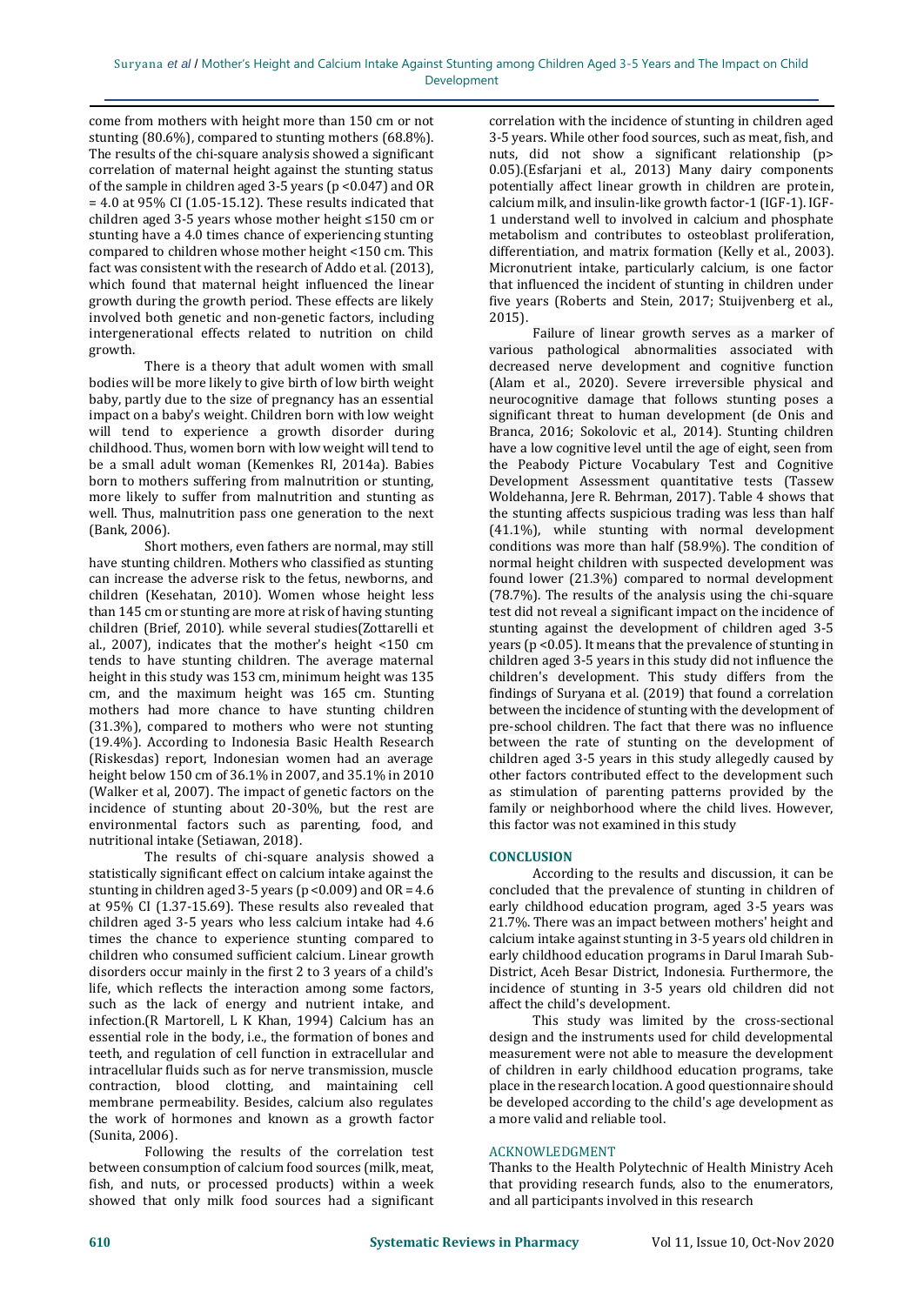come from mothers with height more than 150 cm or not stunting (80.6%), compared to stunting mothers (68.8%). The results of the chi-square analysis showed a significant correlation of maternal height against the stunting status of the sample in children aged 3-5 years ($p < 0.047$) and OR = 4.0 at 95% CI (1.05-15.12). These results indicated that children aged 3-5 years whose mother height ≤150 cm or stunting have a 4.0 times chance of experiencing stunting compared to children whose mother height <150 cm. This fact was consistent with the research of Addo et al. (2013), which found that maternal height influenced the linear growth during the growth period. These effects are likely involved both genetic and non-genetic factors, including intergenerational effects related to nutrition on child growth.

There is a theory that adult women with small bodies will be more likely to give birth of low birth weight baby, partly due to the size of pregnancy has an essential impact on a baby's weight. Children born with low weight will tend to experience a growth disorder during childhood. Thus, women born with low weight will tend to be a small adult woman (Kemenkes RI, 2014a). Babies born to mothers suffering from malnutrition or stunting, more likely to suffer from malnutrition and stunting as well. Thus, malnutrition pass one generation to the next (Bank, 2006).

Short mothers, even fathers are normal, may still have stunting children. Mothers who classified as stunting can increase the adverse risk to the fetus, newborns, and children (Kesehatan, 2010). Women whose height less than 145 cm or stunting are more at risk of having stunting children (Brief, 2010). while several studies(Zottarelli et al., 2007), indicates that the mother's height <150 cm tends to have stunting children. The average maternal height in this study was 153 cm, minimum height was 135 cm, and the maximum height was 165 cm. Stunting mothers had more chance to have stunting children (31.3%), compared to mothers who were not stunting (19.4%). According to Indonesia Basic Health Research (Riskesdas) report, Indonesian women had an average height below 150 cm of 36.1% in 2007, and 35.1% in 2010 (Walker et al, 2007). The impact of genetic factors on the incidence of stunting about 20-30%, but the rest are environmental factors such as parenting, food, and nutritional intake (Setiawan, 2018).

The results of chi-square analysis showed a statistically significant effect on calcium intake against the stunting in children aged 3-5 years ($p < 0.009$) and OR = 4.6 at 95% CI (1.37-15.69). These results also revealed that children aged 3-5 years who less calcium intake had 4.6 times the chance to experience stunting compared to children who consumed sufficient calcium. Linear growth disorders occur mainly in the first 2 to 3 years of a child's life, which reflects the interaction among some factors, such as the lack of energy and nutrient intake, and infection.(R Martorell, L K Khan, 1994) Calcium has an essential role in the body, i.e., the formation of bones and teeth, and regulation of cell function in extracellular and intracellular fluids such as for nerve transmission, muscle contraction, blood clotting, and maintaining cell membrane permeability. Besides, calcium also regulates the work of hormones and known as a growth factor (Sunita, 2006).

Following the results of the correlation test between consumption of calcium food sources (milk, meat, fish, and nuts, or processed products) within a week showed that only milk food sources had a significant correlation with the incidence of stunting in children aged 3-5 years. While other food sources, such as meat, fish, and nuts, did not show a significant relationship ($p > 0.05$).(Esfarjani et al., 2013) Many dairy components potentially affect linear growth in children are protein, calcium milk, and insulin-like growth factor-1 (IGF-1). IGF-1 understand well to involved in calcium and phosphate metabolism and contributes to osteoblast proliferation, differentiation, and matrix formation (Kelly et al., 2003). Micronutrient intake, particularly calcium, is one factor that influenced the incident of stunting in children under five years (Roberts and Stein, 2017; Stuijvenberg et al., 2015).

Failure of linear growth serves as a marker of various pathological abnormalities associated with decreased nerve development and cognitive function (Alam et al., 2020). Severe irreversible physical and neurocognitive damage that follows stunting poses a significant threat to human development (de Onis and Branca, 2016; Sokolovic et al., 2014). Stunting children have a low cognitive level until the age of eight, seen from the Peabody Picture Vocabulary Test and Cognitive Development Assessment quantitative tests (Tassew Woldehanna, Jere R. Behrman, 2017). Table 4 shows that the stunting affects suspicious trading was less than half (41.1%), while stunting with normal development conditions was more than half (58.9%). The condition of normal height children with suspected development was found lower (21.3%) compared to normal development (78.7%). The results of the analysis using the chi-square test did not reveal a significant impact on the incidence of stunting against the development of children aged 3-5 years ($p < 0.05$). It means that the prevalence of stunting in children aged 3-5 years in this study did not influence the children's development. This study differs from the findings of Suryana et al. (2019) that found a correlation between the incidence of stunting with the development of pre-school children. The fact that there was no influence between the rate of stunting on the development of children aged 3-5 years in this study allegedly caused by other factors contributed effect to the development such as stimulation of parenting patterns provided by the family or neighborhood where the child lives. However, this factor was not examined in this study

## CONCLUSION

According to the results and discussion, it can be concluded that the prevalence of stunting in children of early childhood education program, aged 3-5 years was 21.7%. There was an impact between mothers' height and calcium intake against stunting in 3-5 years old children in early childhood education programs in Darul Imarah Sub-District, Aceh Besar District, Indonesia. Furthermore, the incidence of stunting in 3-5 years old children did not affect the child's development.

This study was limited by the cross-sectional design and the instruments used for child developmental measurement were not able to measure the development of children in early childhood education programs, take place in the research location. A good questionnaire should be developed according to the child's age development as a more valid and reliable tool.

## ACKNOWLEDGMENT

Thanks to the Health Polytechnic of Health Ministry Aceh that providing research funds, also to the enumerators, and all participants involved in this research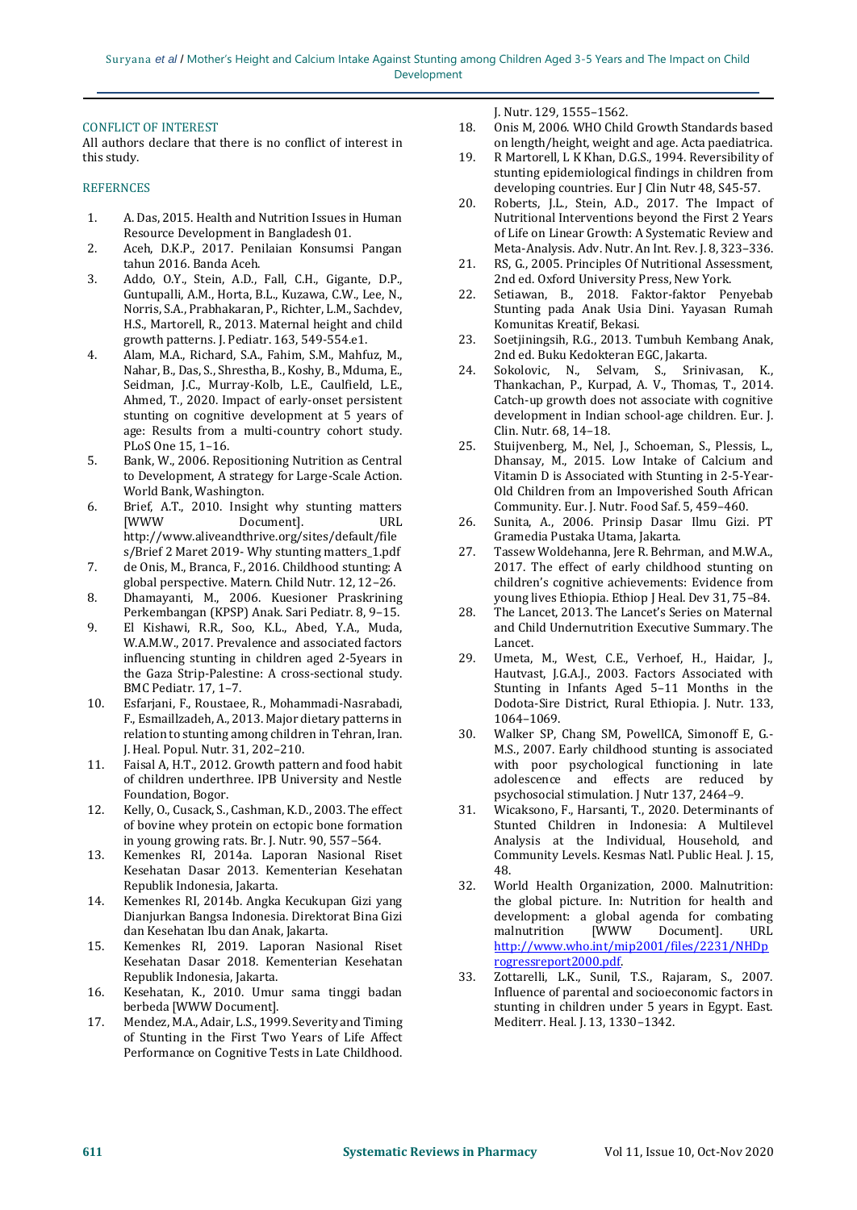## CONFLICT OF INTEREST

All authors declare that there is no conflict of interest in this study.

## REFERNCES

1. A. Das, 2015. Health and Nutrition Issues in Human Resource Development in Bangladesh 01.
2. Aceh, D.K.P., 2017. Penilaian Konsumsi Pangan tahun 2016. Banda Aceh.
3. Addo, O.Y., Stein, A.D., Fall, C.H., Gigante, D.P., Guntupalli, A.M., Horta, B.L., Kuzawa, C.W., Lee, N., Norris, S.A., Prabhakaran, P., Richter, L.M., Sachdev, H.S., Martorell, R., 2013. Maternal height and child growth patterns. J. Pediatr. 163, 549-554.e1.
4. Alam, M.A., Richard, S.A., Fahim, S.M., Mahfuz, M., Nahar, B., Das, S., Shrestha, B., Koshy, B., Mduma, E., Seidman, J.C., Murray-Kolb, L.E., Caulfield, L.E., Ahmed, T., 2020. Impact of early-onset persistent stunting on cognitive development at 5 years of age: Results from a multi-country cohort study. PLoS One 15, 1–16.
5. Bank, W., 2006. Repositioning Nutrition as Central to Development, A strategy for Large-Scale Action. World Bank, Washington.
6. Brief, A.T., 2010. Insight why stunting matters [WWW Document]. URL http://www.aliveandthrive.org/sites/default/files/Brief 2 Maret 2019- Why stunting matters_1.pdf
7. de Onis, M., Branca, F., 2016. Childhood stunting: A global perspective. Matern. Child Nutr. 12, 12–26.
8. Dhamayanti, M., 2006. Kuesioner Praskrining Perkembangan (KPSP) Anak. Sari Pediatr. 8, 9–15.
9. El Kishawi, R.R., Soo, K.L., Abed, Y.A., Muda, W.A.M.W., 2017. Prevalence and associated factors influencing stunting in children aged 2-5years in the Gaza Strip-Palestine: A cross-sectional study. BMC Pediatr. 17, 1–7.
10. Esfarjani, F., Roustaee, R., Mohammadi-Nasrabadi, F., Esmaillzadeh, A., 2013. Major dietary patterns in relation to stunting among children in Tehran, Iran. J. Heal. Popul. Nutr. 31, 202–210.
11. Faisal A, H.T., 2012. Growth pattern and food habit of children underthree. IPB University and Nestle Foundation, Bogor.
12. Kelly, O., Cusack, S., Cashman, K.D., 2003. The effect of bovine whey protein on ectopic bone formation in young growing rats. Br. J. Nutr. 90, 557–564.
13. Kemenkes RI, 2014a. Laporan Nasional Riset Kesehatan Dasar 2013. Kementerian Kesehatan Republik Indonesia, Jakarta.
14. Kemenkes RI, 2014b. Angka Kecukupan Gizi yang Dianjurkan Bangsa Indonesia. Direktorat Bina Gizi dan Kesehatan Ibu dan Anak, Jakarta.
15. Kemenkes RI, 2019. Laporan Nasional Riset Kesehatan Dasar 2018. Kementerian Kesehatan Republik Indonesia, Jakarta.
16. Kesehatan, K., 2010. Umur sama tinggi badan berbeda [WWW Document].
17. Mendez, M.A., Adair, L.S., 1999. Severity and Timing of Stunting in the First Two Years of Life Affect Performance on Cognitive Tests in Late Childhood. J. Nutr. 129, 1555–1562.
18. Onis M, 2006. WHO Child Growth Standards based on length/height, weight and age. Acta paediatrica.
19. R Martorell, L K Khan, D.G.S., 1994. Reversibility of stunting epidemiological findings in children from developing countries. Eur J Clin Nutr 48, S45-57.
20. Roberts, J.L., Stein, A.D., 2017. The Impact of Nutritional Interventions beyond the First 2 Years of Life on Linear Growth: A Systematic Review and Meta-Analysis. Adv. Nutr. An Int. Rev. J. 8, 323–336.
21. RS, G., 2005. Principles Of Nutritional Assessment, 2nd ed. Oxford University Press, New York.
22. Setiawan, B., 2018. Faktor-faktor Penyebab Stunting pada Anak Usia Dini. Yayasan Rumah Komunitas Kreatif, Bekasi.
23. Soetjiningsih, R.G., 2013. Tumbuh Kembang Anak, 2nd ed. Buku Kedokteran EGC, Jakarta.
24. Sokolovic, N., Selvam, S., Srinivasan, K., Thankachan, P., Kurpad, A. V., Thomas, T., 2014. Catch-up growth does not associate with cognitive development in Indian school-age children. Eur. J. Clin. Nutr. 68, 14–18.
25. Stuijvenberg, M., Nel, J., Schoeman, S., Plessis, L., Dhansay, M., 2015. Low Intake of Calcium and Vitamin D is Associated with Stunting in 2-5-Year-Old Children from an Impoverished South African Community. Eur. J. Nutr. Food Saf. 5, 459–460.
26. Sunita, A., 2006. Prinsip Dasar Ilmu Gizi. PT Gramedia Pustaka Utama, Jakarta.
27. Tassew Woldehanna, Jere R. Behrman, and M.W.A., 2017. The effect of early childhood stunting on children's cognitive achievements: Evidence from young lives Ethiopia. Ethiop J Heal. Dev 31, 75–84.
28. The Lancet, 2013. The Lancet's Series on Maternal and Child Undernutrition Executive Summary. The Lancet.
29. Umeta, M., West, C.E., Verhoef, H., Haidar, J., Hautvast, J.G.A.J., 2003. Factors Associated with Stunting in Infants Aged 5–11 Months in the Dodota-Sire District, Rural Ethiopia. J. Nutr. 133, 1064–1069.
30. Walker SP, Chang SM, PowellCA, Simonoff E, G.-M.S., 2007. Early childhood stunting is associated with poor psychological functioning in late adolescence and effects are reduced by psychosocial stimulation. J Nutr 137, 2464–9.
31. Wicaksono, F., Harsanti, T., 2020. Determinants of Stunted Children in Indonesia: A Multilevel Analysis at the Individual, Household, and Community Levels. Kesmas Natl. Public Heal. J. 15, 48.
32. World Health Organization, 2000. Malnutrition: the global picture. In: Nutrition for health and development: a global agenda for combating malnutrition [WWW Document]. URL http://www.who.int/mip2001/files/2231/NHDprogressreport2000.pdf.
33. Zottarelli, L.K., Sunil, T.S., Rajaram, S., 2007. Influence of parental and socioeconomic factors in stunting in children under 5 years in Egypt. East. Mediterr. Heal. J. 13, 1330–1342.